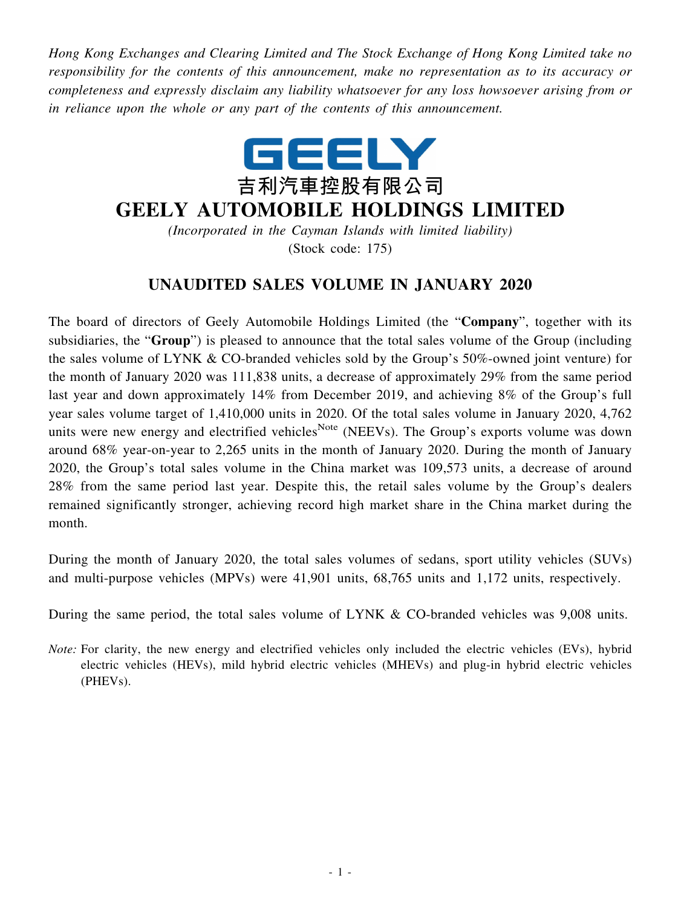*Hong Kong Exchanges and Clearing Limited and The Stock Exchange of Hong Kong Limited take no responsibility for the contents of this announcement, make no representation as to its accuracy or completeness and expressly disclaim any liability whatsoever for any loss howsoever arising from or in reliance upon the whole or any part of the contents of this announcement.*

GEELY

吉利汽車控股有限公司

# GEELY AUTOMOBILE HOLDINGS LIMITED

*(Incorporated in the Cayman Islands with limited liability)*
(Stock code: 175)

## UNAUDITED SALES VOLUME IN JANUARY 2020

The board of directors of Geely Automobile Holdings Limited (the "**Company**", together with its subsidiaries, the "**Group**") is pleased to announce that the total sales volume of the Group (including the sales volume of LYNK & CO-branded vehicles sold by the Group's 50%-owned joint venture) for the month of January 2020 was 111,838 units, a decrease of approximately 29% from the same period last year and down approximately 14% from December 2019, and achieving 8% of the Group's full year sales volume target of 1,410,000 units in 2020. Of the total sales volume in January 2020, 4,762 units were new energy and electrified vehicles[Note] (NEEVs). The Group's exports volume was down around 68% year-on-year to 2,265 units in the month of January 2020. During the month of January 2020, the Group's total sales volume in the China market was 109,573 units, a decrease of around 28% from the same period last year. Despite this, the retail sales volume by the Group's dealers remained significantly stronger, achieving record high market share in the China market during the month.

During the month of January 2020, the total sales volumes of sedans, sport utility vehicles (SUVs) and multi-purpose vehicles (MPVs) were 41,901 units, 68,765 units and 1,172 units, respectively.

During the same period, the total sales volume of LYNK & CO-branded vehicles was 9,008 units.

*Note:* For clarity, the new energy and electrified vehicles only included the electric vehicles (EVs), hybrid electric vehicles (HEVs), mild hybrid electric vehicles (MHEVs) and plug-in hybrid electric vehicles (PHEVs).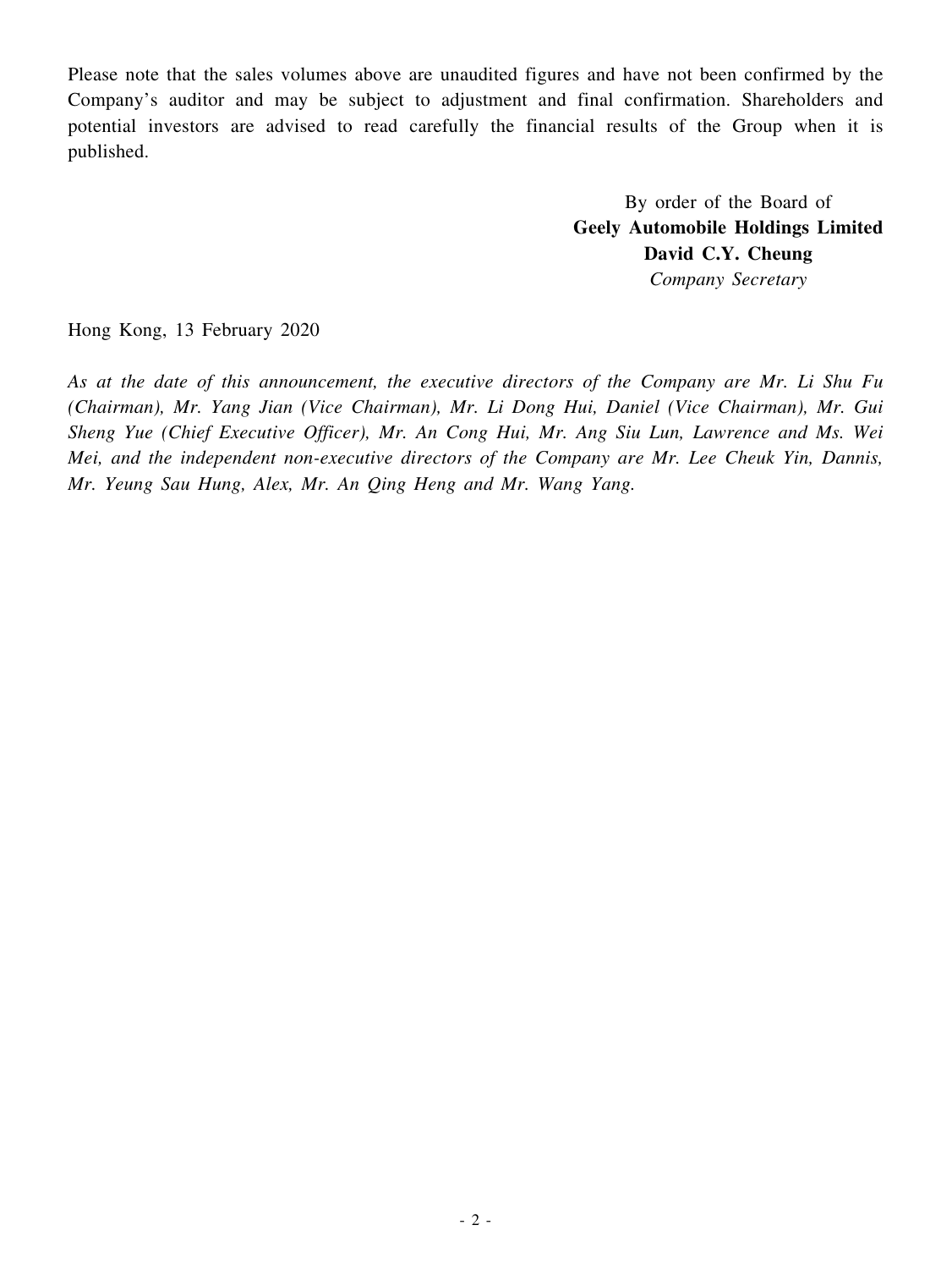Please note that the sales volumes above are unaudited figures and have not been confirmed by the Company's auditor and may be subject to adjustment and final confirmation. Shareholders and potential investors are advised to read carefully the financial results of the Group when it is published.

By order of the Board of
**Geely Automobile Holdings Limited**
**David C.Y. Cheung**
*Company Secretary*

Hong Kong, 13 February 2020

*As at the date of this announcement, the executive directors of the Company are Mr. Li Shu Fu (Chairman), Mr. Yang Jian (Vice Chairman), Mr. Li Dong Hui, Daniel (Vice Chairman), Mr. Gui Sheng Yue (Chief Executive Officer), Mr. An Cong Hui, Mr. Ang Siu Lun, Lawrence and Ms. Wei Mei, and the independent non-executive directors of the Company are Mr. Lee Cheuk Yin, Dannis, Mr. Yeung Sau Hung, Alex, Mr. An Qing Heng and Mr. Wang Yang.*